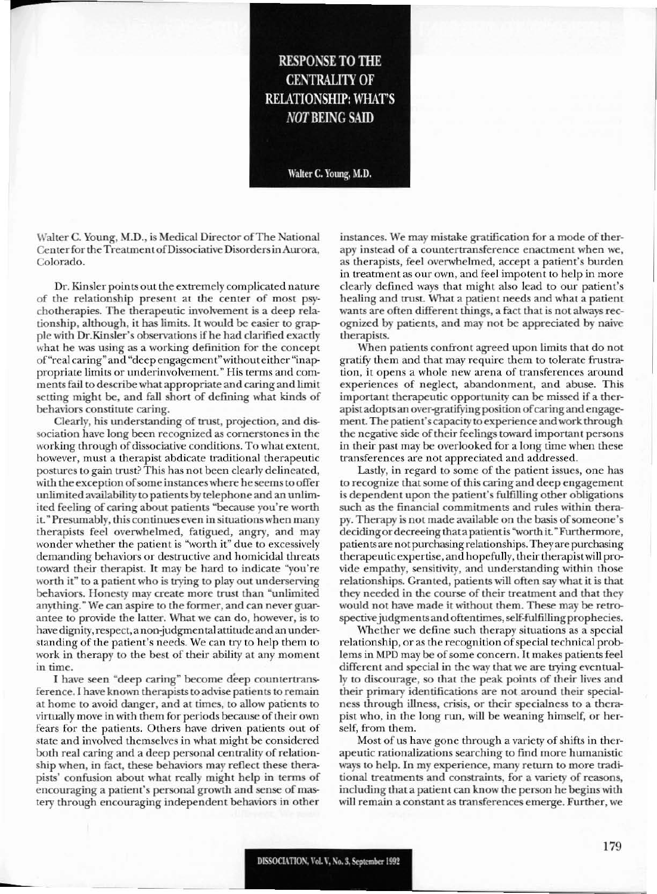# RESPONSE TO THE CENTRALITY OF RELATIONSHIP: WHAT'S *NOT* BEING SAID

**Walter C. Young, M.D.**

Walter C. Young, M.D., is Medical Director of The National Center for the Treatment of Dissociative Disorders in Aurora, Colorado.

Dr. Kinsler points out the extremely complicated nature of the relationship present at the center of most psychotherapies. The therapeutic involvement is a deep relationship, although, it has limits. It would be easier to grapple with Dr.Kinsler's observations if he had clarified exactly what he was using as a working definition for the concept of "real caring" and "deep engagement" without either "inappropriate limits or underinvolvement." His terms and comments fail to describe what appropriate and caring and limit setting might be, and fall short of defining what kinds of behaviors constitute caring.

Clearly, his understanding of trust, projection, and dissociation have long been recognized as cornerstones in the working through of dissociative conditions. To what extent, however, must a therapist abdicate traditional therapeutic postures to gain trust? This has not been clearly delineated, with the exception of some instances where he seems to offer unlimited availability to patients by telephone and an unlimited feeling of caring about patients "because you're worth it." Presumably, this continues even in situations when many therapists feel overwhelmed, fatigued, angry, and may wonder whether the patient is "worth it" due to excessively demanding behaviors or destructive and homicidal threats toward their therapist. It may be hard to indicate "you're worth it" to a patient who is trying to play out underserving behaviors. Honesty may create more trust than "unlimited anything." We can aspire to the former, and can never guarantee to provide the latter. What we can do, however, is to have dignity, respect, a non-judgmental attitude and an understanding of the patient's needs. We can try to help them to work in therapy to the best of their ability at any moment in time.

I have seen "deep caring" become deep countertransference. I have known therapists to advise patients to remain at home to avoid danger, and at times, to allow patients to virtually move in with them for periods because of their own fears for the patients. Others have driven patients out of state and involved themselves in what might be considered both real caring and a deep personal centrality of relationship when, in fact, these behaviors may reflect these therapists' confusion about what really might help in terms of encouraging a patient's personal growth and sense of mastery through encouraging independent behaviors in other instances. We may mistake gratification for a mode of therapy instead of a countertransference enactment when we, as therapists, feel overwhelmed, accept a patient's burden in treatment as our own, and feel impotent to help in more clearly defined ways that might also lead to our patient's healing and trust. What a patient needs and what a patient wants are often different things, a fact that is not always recognized by patients, and may not be appreciated by naive therapists.

When patients confront agreed upon limits that do not gratify them and that may require them to tolerate frustration, it opens a whole new arena of transferences around experiences of neglect, abandonment, and abuse. This important therapeutic opportunity can be missed if a therapist adopts an over-gratifying position of caring and engagement. The patient's capacity to experience and work through the negative side of their feelings toward important persons in their past may be overlooked for a long time when these transferences are not appreciated and addressed.

Lastly, in regard to some of the patient issues, one has to recognize that some of this caring and deep engagement is dependent upon the patient's fulfilling other obligations such as the financial commitments and rules within therapy. Therapy is not made available on the basis of someone's deciding or decreeing that a patient is "worth it." Furthermore, patients are not purchasing relationships. They are purchasing therapeutic expertise, and hopefully, their therapist will provide empathy, sensitivity, and understanding within those relationships. Granted, patients will often say what it is that they needed in the course of their treatment and that they would not have made it without them. These may be retrospective judgments and oftentimes, self-fulfilling prophecies.

Whether we define such therapy situations as a special relationship, or as the recognition of special technical problems in MPD may be of some concern. It makes patients feel different and special in the way that we are trying eventually to discourage, so that the peak points of their lives and their primary identifications are not around their specialness through illness, crisis, or their specialness to a therapist who, in the long run, will be weaning himself, or herself, from them.

Most of us have gone through a variety of shifts in therapeutic rationalizations searching to find more humanistic ways to help. In my experience, many return to more traditional treatments and constraints, for a variety of reasons, including that a patient can know the person he begins with will remain a constant as transferences emerge. Further, we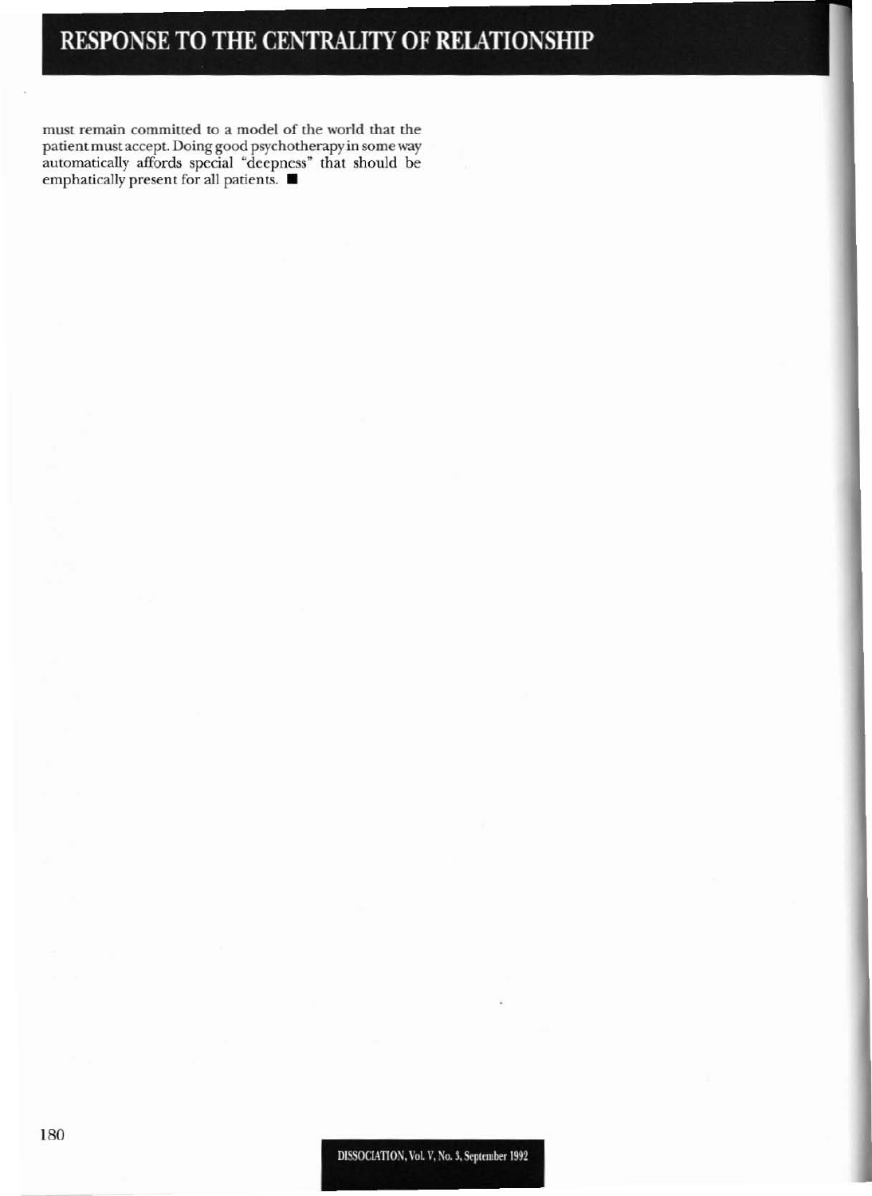must remain committed to a model of the world that the patient must accept. Doing good psychotherapy in some way automatically affords special "deepness" that should be emphatically present for all patients. ■